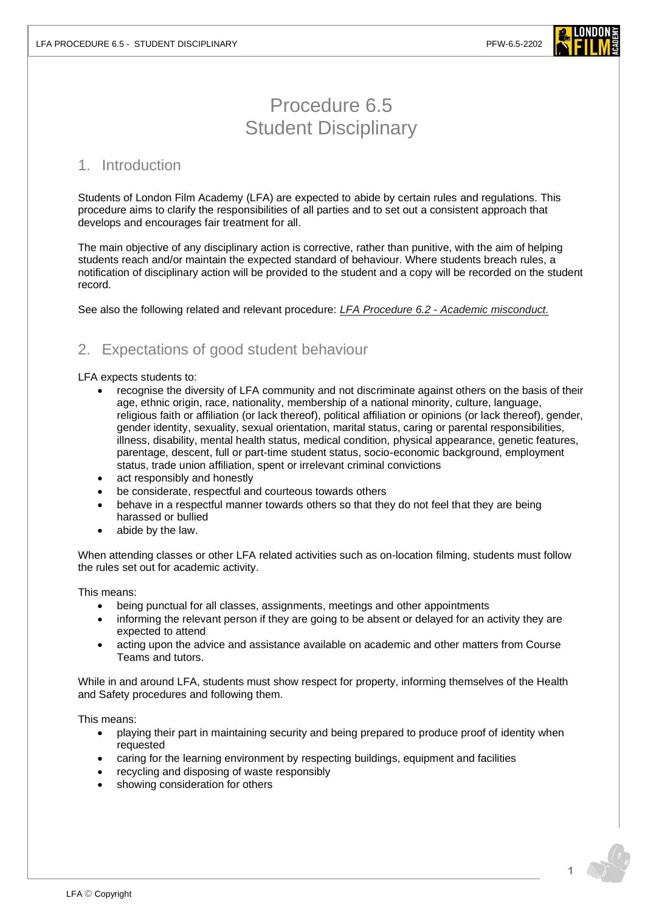# Procedure 6.5
# Student Disciplinary

## 1. Introduction

Students of London Film Academy (LFA) are expected to abide by certain rules and regulations. This procedure aims to clarify the responsibilities of all parties and to set out a consistent approach that develops and encourages fair treatment for all.

The main objective of any disciplinary action is corrective, rather than punitive, with the aim of helping students reach and/or maintain the expected standard of behaviour. Where students breach rules, a notification of disciplinary action will be provided to the student and a copy will be recorded on the student record.

See also the following related and relevant procedure: *LFA Procedure 6.2 - Academic misconduct.*

## 2. Expectations of good student behaviour

LFA expects students to:

- recognise the diversity of LFA community and not discriminate against others on the basis of their age, ethnic origin, race, nationality, membership of a national minority, culture, language, religious faith or affiliation (or lack thereof), political affiliation or opinions (or lack thereof), gender, gender identity, sexuality, sexual orientation, marital status, caring or parental responsibilities, illness, disability, mental health status, medical condition, physical appearance, genetic features, parentage, descent, full or part-time student status, socio-economic background, employment status, trade union affiliation, spent or irrelevant criminal convictions
- act responsibly and honestly
- be considerate, respectful and courteous towards others
- behave in a respectful manner towards others so that they do not feel that they are being harassed or bullied
- abide by the law.

When attending classes or other LFA related activities such as on-location filming, students must follow the rules set out for academic activity.

This means:

- being punctual for all classes, assignments, meetings and other appointments
- informing the relevant person if they are going to be absent or delayed for an activity they are expected to attend
- acting upon the advice and assistance available on academic and other matters from Course Teams and tutors.

While in and around LFA, students must show respect for property, informing themselves of the Health and Safety procedures and following them.

This means:

- playing their part in maintaining security and being prepared to produce proof of identity when requested
- caring for the learning environment by respecting buildings, equipment and facilities
- recycling and disposing of waste responsibly
- showing consideration for others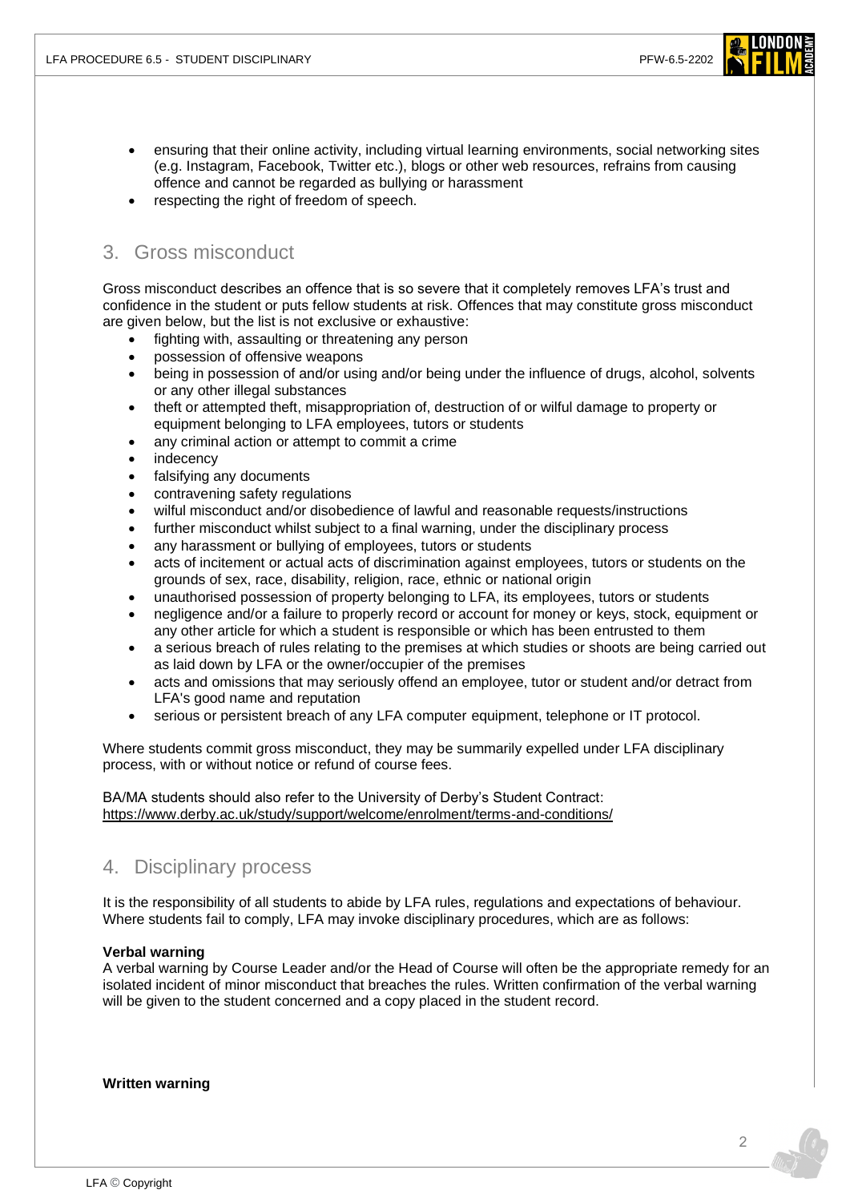- ensuring that their online activity, including virtual learning environments, social networking sites (e.g. Instagram, Facebook, Twitter etc.), blogs or other web resources, refrains from causing offence and cannot be regarded as bullying or harassment
- respecting the right of freedom of speech.

## 3. Gross misconduct

Gross misconduct describes an offence that is so severe that it completely removes LFA's trust and confidence in the student or puts fellow students at risk. Offences that may constitute gross misconduct are given below, but the list is not exclusive or exhaustive:

- fighting with, assaulting or threatening any person
- possession of offensive weapons
- being in possession of and/or using and/or being under the influence of drugs, alcohol, solvents or any other illegal substances
- theft or attempted theft, misappropriation of, destruction of or wilful damage to property or equipment belonging to LFA employees, tutors or students
- any criminal action or attempt to commit a crime
- indecency
- falsifying any documents
- contravening safety regulations
- wilful misconduct and/or disobedience of lawful and reasonable requests/instructions
- further misconduct whilst subject to a final warning, under the disciplinary process
- any harassment or bullying of employees, tutors or students
- acts of incitement or actual acts of discrimination against employees, tutors or students on the grounds of sex, race, disability, religion, race, ethnic or national origin
- unauthorised possession of property belonging to LFA, its employees, tutors or students
- negligence and/or a failure to properly record or account for money or keys, stock, equipment or any other article for which a student is responsible or which has been entrusted to them
- a serious breach of rules relating to the premises at which studies or shoots are being carried out as laid down by LFA or the owner/occupier of the premises
- acts and omissions that may seriously offend an employee, tutor or student and/or detract from LFA's good name and reputation
- serious or persistent breach of any LFA computer equipment, telephone or IT protocol.

Where students commit gross misconduct, they may be summarily expelled under LFA disciplinary process, with or without notice or refund of course fees.

BA/MA students should also refer to the University of Derby's Student Contract:
https://www.derby.ac.uk/study/support/welcome/enrolment/terms-and-conditions/

## 4. Disciplinary process

It is the responsibility of all students to abide by LFA rules, regulations and expectations of behaviour. Where students fail to comply, LFA may invoke disciplinary procedures, which are as follows:

**Verbal warning**
A verbal warning by Course Leader and/or the Head of Course will often be the appropriate remedy for an isolated incident of minor misconduct that breaches the rules. Written confirmation of the verbal warning will be given to the student concerned and a copy placed in the student record.

**Written warning**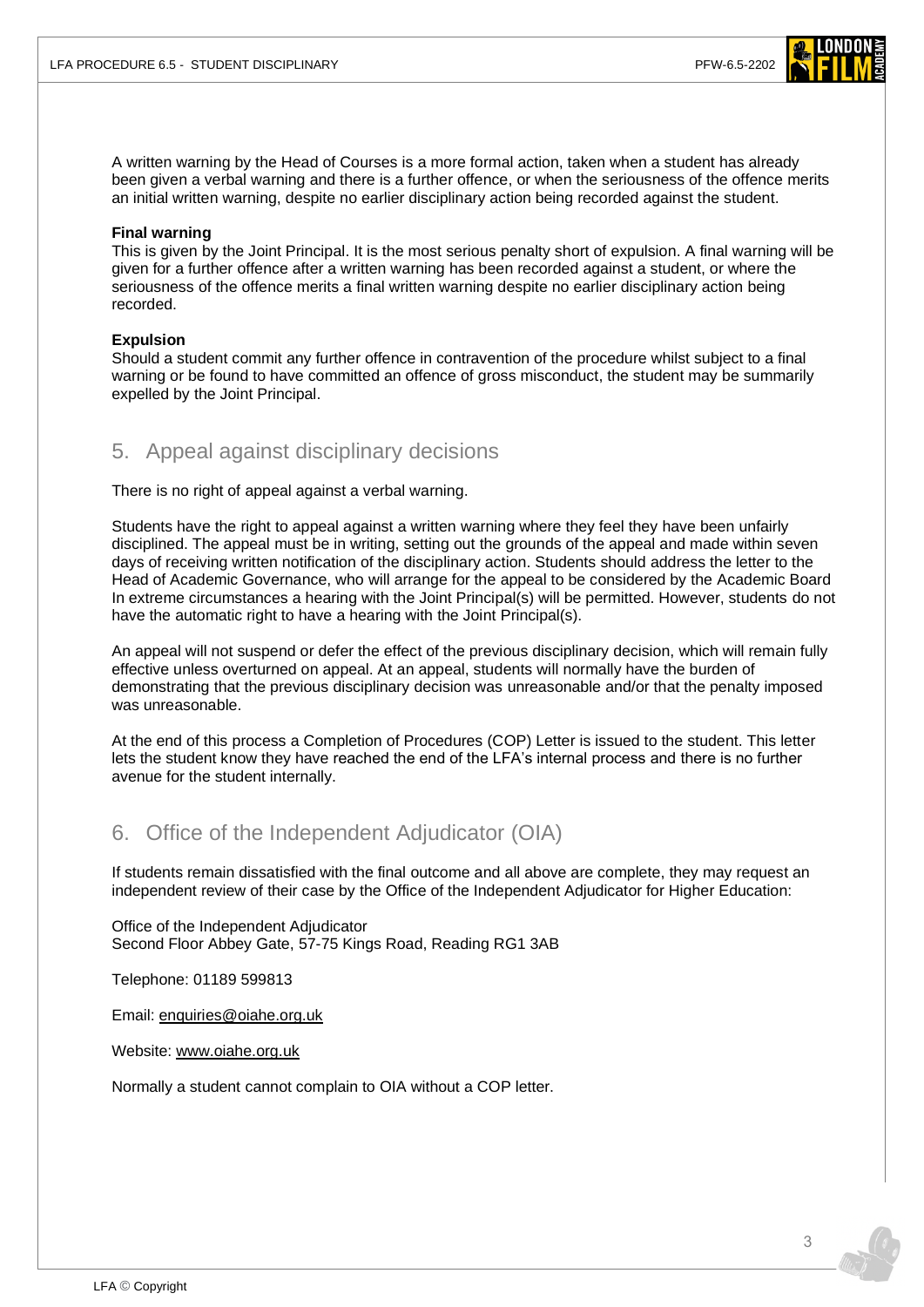A written warning by the Head of Courses is a more formal action, taken when a student has already been given a verbal warning and there is a further offence, or when the seriousness of the offence merits an initial written warning, despite no earlier disciplinary action being recorded against the student.

**Final warning**
This is given by the Joint Principal. It is the most serious penalty short of expulsion. A final warning will be given for a further offence after a written warning has been recorded against a student, or where the seriousness of the offence merits a final written warning despite no earlier disciplinary action being recorded.

**Expulsion**
Should a student commit any further offence in contravention of the procedure whilst subject to a final warning or be found to have committed an offence of gross misconduct, the student may be summarily expelled by the Joint Principal.

## 5. Appeal against disciplinary decisions

There is no right of appeal against a verbal warning.

Students have the right to appeal against a written warning where they feel they have been unfairly disciplined. The appeal must be in writing, setting out the grounds of the appeal and made within seven days of receiving written notification of the disciplinary action. Students should address the letter to the Head of Academic Governance, who will arrange for the appeal to be considered by the Academic Board In extreme circumstances a hearing with the Joint Principal(s) will be permitted. However, students do not have the automatic right to have a hearing with the Joint Principal(s).

An appeal will not suspend or defer the effect of the previous disciplinary decision, which will remain fully effective unless overturned on appeal. At an appeal, students will normally have the burden of demonstrating that the previous disciplinary decision was unreasonable and/or that the penalty imposed was unreasonable.

At the end of this process a Completion of Procedures (COP) Letter is issued to the student. This letter lets the student know they have reached the end of the LFA's internal process and there is no further avenue for the student internally.

## 6. Office of the Independent Adjudicator (OIA)

If students remain dissatisfied with the final outcome and all above are complete, they may request an independent review of their case by the Office of the Independent Adjudicator for Higher Education:

Office of the Independent Adjudicator
Second Floor Abbey Gate, 57-75 Kings Road, Reading RG1 3AB

Telephone: 01189 599813

Email: enquiries@oiahe.org.uk

Website: www.oiahe.org.uk

Normally a student cannot complain to OIA without a COP letter.